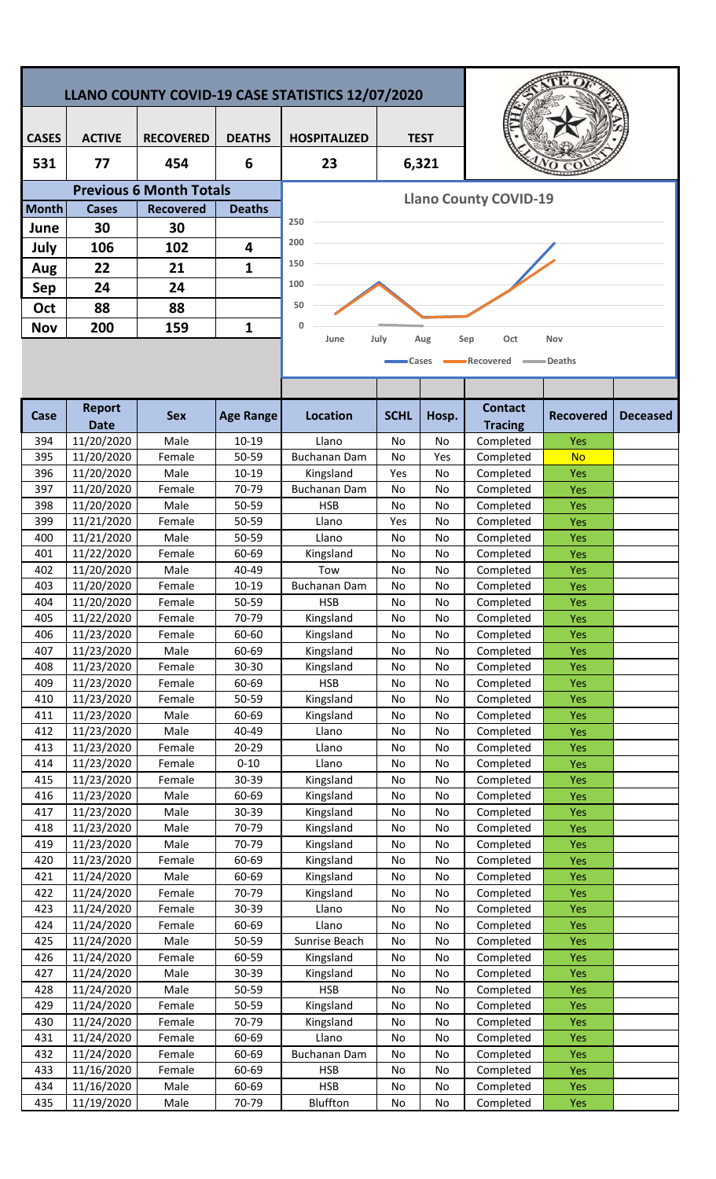# LLANO COUNTY COVID-19 CASE STATISTICS 12/07/2020

| CASES | ACTIVE | RECOVERED | DEATHS | HOSPITALIZED | TEST |
|---|---|---|---|---|---|
| 531 | 77 | 454 | 6 | 23 | 6,321 |

## Previous 6 Month Totals

| Month | Cases | Recovered | Deaths |
|---|---|---|---|
| June | 30 | 30 | |
| July | 106 | 102 | 4 |
| Aug | 22 | 21 | 1 |
| Sep | 24 | 24 | |
| Oct | 88 | 88 | |
| Nov | 200 | 159 | 1 |

**Llano County COVID-19**

250
200
150
100
50
0

June July Aug Sep Oct Nov

Cases Recovered Deaths

| Case | Report Date | Sex | Age Range | Location | SCHL | Hosp. | Contact Tracing | Recovered | Deceased |
|---|---|---|---|---|---|---|---|---|---|
| 394 | 11/20/2020 | Male | 10-19 | Llano | No | No | Completed | Yes | |
| 395 | 11/20/2020 | Female | 50-59 | Buchanan Dam | No | Yes | Completed | No | |
| 396 | 11/20/2020 | Male | 10-19 | Kingsland | Yes | No | Completed | Yes | |
| 397 | 11/20/2020 | Female | 70-79 | Buchanan Dam | No | No | Completed | Yes | |
| 398 | 11/20/2020 | Male | 50-59 | HSB | No | No | Completed | Yes | |
| 399 | 11/21/2020 | Female | 50-59 | Llano | Yes | No | Completed | Yes | |
| 400 | 11/21/2020 | Male | 50-59 | Llano | No | No | Completed | Yes | |
| 401 | 11/22/2020 | Female | 60-69 | Kingsland | No | No | Completed | Yes | |
| 402 | 11/20/2020 | Male | 40-49 | Tow | No | No | Completed | Yes | |
| 403 | 11/20/2020 | Female | 10-19 | Buchanan Dam | No | No | Completed | Yes | |
| 404 | 11/20/2020 | Female | 50-59 | HSB | No | No | Completed | Yes | |
| 405 | 11/22/2020 | Female | 70-79 | Kingsland | No | No | Completed | Yes | |
| 406 | 11/23/2020 | Female | 60-60 | Kingsland | No | No | Completed | Yes | |
| 407 | 11/23/2020 | Male | 60-69 | Kingsland | No | No | Completed | Yes | |
| 408 | 11/23/2020 | Female | 30-30 | Kingsland | No | No | Completed | Yes | |
| 409 | 11/23/2020 | Female | 60-69 | HSB | No | No | Completed | Yes | |
| 410 | 11/23/2020 | Female | 50-59 | Kingsland | No | No | Completed | Yes | |
| 411 | 11/23/2020 | Male | 60-69 | Kingsland | No | No | Completed | Yes | |
| 412 | 11/23/2020 | Male | 40-49 | Llano | No | No | Completed | Yes | |
| 413 | 11/23/2020 | Female | 20-29 | Llano | No | No | Completed | Yes | |
| 414 | 11/23/2020 | Female | 0-10 | Llano | No | No | Completed | Yes | |
| 415 | 11/23/2020 | Female | 30-39 | Kingsland | No | No | Completed | Yes | |
| 416 | 11/23/2020 | Male | 60-69 | Kingsland | No | No | Completed | Yes | |
| 417 | 11/23/2020 | Male | 30-39 | Kingsland | No | No | Completed | Yes | |
| 418 | 11/23/2020 | Male | 70-79 | Kingsland | No | No | Completed | Yes | |
| 419 | 11/23/2020 | Male | 70-79 | Kingsland | No | No | Completed | Yes | |
| 420 | 11/23/2020 | Female | 60-69 | Kingsland | No | No | Completed | Yes | |
| 421 | 11/24/2020 | Male | 60-69 | Kingsland | No | No | Completed | Yes | |
| 422 | 11/24/2020 | Female | 70-79 | Kingsland | No | No | Completed | Yes | |
| 423 | 11/24/2020 | Female | 30-39 | Llano | No | No | Completed | Yes | |
| 424 | 11/24/2020 | Female | 60-69 | Llano | No | No | Completed | Yes | |
| 425 | 11/24/2020 | Male | 50-59 | Sunrise Beach | No | No | Completed | Yes | |
| 426 | 11/24/2020 | Female | 60-59 | Kingsland | No | No | Completed | Yes | |
| 427 | 11/24/2020 | Male | 30-39 | Kingsland | No | No | Completed | Yes | |
| 428 | 11/24/2020 | Male | 50-59 | HSB | No | No | Completed | Yes | |
| 429 | 11/24/2020 | Female | 50-59 | Kingsland | No | No | Completed | Yes | |
| 430 | 11/24/2020 | Female | 70-79 | Kingsland | No | No | Completed | Yes | |
| 431 | 11/24/2020 | Female | 60-69 | Llano | No | No | Completed | Yes | |
| 432 | 11/24/2020 | Female | 60-69 | Buchanan Dam | No | No | Completed | Yes | |
| 433 | 11/16/2020 | Female | 60-69 | HSB | No | No | Completed | Yes | |
| 434 | 11/16/2020 | Male | 60-69 | HSB | No | No | Completed | Yes | |
| 435 | 11/19/2020 | Male | 70-79 | Bluffton | No | No | Completed | Yes | |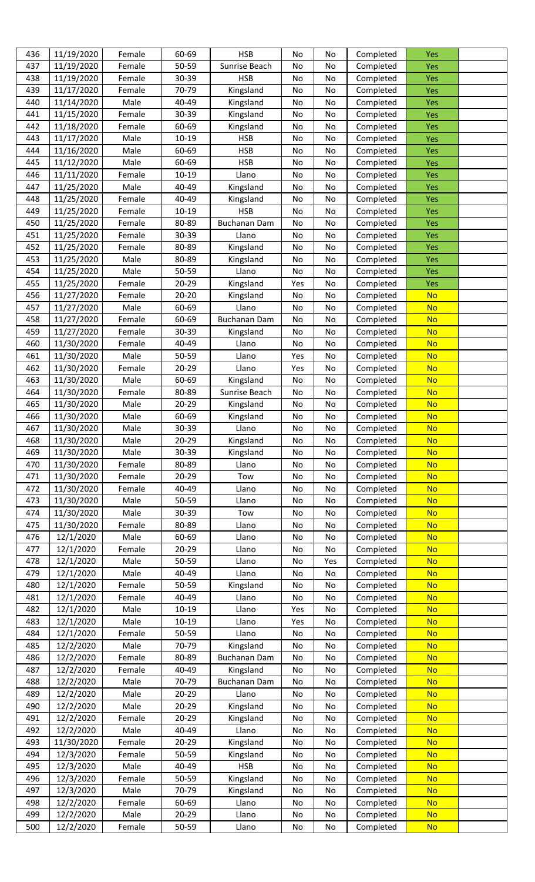| 436 | 11/19/2020 | Female | 60-69 | HSB | No | No | Completed | Yes | |
|---|---|---|---|---|---|---|---|---|---|
| 437 | 11/19/2020 | Female | 50-59 | Sunrise Beach | No | No | Completed | Yes | |
| 438 | 11/19/2020 | Female | 30-39 | HSB | No | No | Completed | Yes | |
| 439 | 11/17/2020 | Female | 70-79 | Kingsland | No | No | Completed | Yes | |
| 440 | 11/14/2020 | Male | 40-49 | Kingsland | No | No | Completed | Yes | |
| 441 | 11/15/2020 | Female | 30-39 | Kingsland | No | No | Completed | Yes | |
| 442 | 11/18/2020 | Female | 60-69 | Kingsland | No | No | Completed | Yes | |
| 443 | 11/17/2020 | Male | 10-19 | HSB | No | No | Completed | Yes | |
| 444 | 11/16/2020 | Male | 60-69 | HSB | No | No | Completed | Yes | |
| 445 | 11/12/2020 | Male | 60-69 | HSB | No | No | Completed | Yes | |
| 446 | 11/11/2020 | Female | 10-19 | Llano | No | No | Completed | Yes | |
| 447 | 11/25/2020 | Male | 40-49 | Kingsland | No | No | Completed | Yes | |
| 448 | 11/25/2020 | Female | 40-49 | Kingsland | No | No | Completed | Yes | |
| 449 | 11/25/2020 | Female | 10-19 | HSB | No | No | Completed | Yes | |
| 450 | 11/25/2020 | Female | 80-89 | Buchanan Dam | No | No | Completed | Yes | |
| 451 | 11/25/2020 | Female | 30-39 | Llano | No | No | Completed | Yes | |
| 452 | 11/25/2020 | Female | 80-89 | Kingsland | No | No | Completed | Yes | |
| 453 | 11/25/2020 | Male | 80-89 | Kingsland | No | No | Completed | Yes | |
| 454 | 11/25/2020 | Male | 50-59 | Llano | No | No | Completed | Yes | |
| 455 | 11/25/2020 | Female | 20-29 | Kingsland | Yes | No | Completed | Yes | |
| 456 | 11/27/2020 | Female | 20-20 | Kingsland | No | No | Completed | No | |
| 457 | 11/27/2020 | Male | 60-69 | Llano | No | No | Completed | No | |
| 458 | 11/27/2020 | Female | 60-69 | Buchanan Dam | No | No | Completed | No | |
| 459 | 11/27/2020 | Female | 30-39 | Kingsland | No | No | Completed | No | |
| 460 | 11/30/2020 | Female | 40-49 | Llano | No | No | Completed | No | |
| 461 | 11/30/2020 | Male | 50-59 | Llano | Yes | No | Completed | No | |
| 462 | 11/30/2020 | Female | 20-29 | Llano | Yes | No | Completed | No | |
| 463 | 11/30/2020 | Male | 60-69 | Kingsland | No | No | Completed | No | |
| 464 | 11/30/2020 | Female | 80-89 | Sunrise Beach | No | No | Completed | No | |
| 465 | 11/30/2020 | Male | 20-29 | Kingsland | No | No | Completed | No | |
| 466 | 11/30/2020 | Male | 60-69 | Kingsland | No | No | Completed | No | |
| 467 | 11/30/2020 | Male | 30-39 | Llano | No | No | Completed | No | |
| 468 | 11/30/2020 | Male | 20-29 | Kingsland | No | No | Completed | No | |
| 469 | 11/30/2020 | Male | 30-39 | Kingsland | No | No | Completed | No | |
| 470 | 11/30/2020 | Female | 80-89 | Llano | No | No | Completed | No | |
| 471 | 11/30/2020 | Female | 20-29 | Tow | No | No | Completed | No | |
| 472 | 11/30/2020 | Female | 40-49 | Llano | No | No | Completed | No | |
| 473 | 11/30/2020 | Male | 50-59 | Llano | No | No | Completed | No | |
| 474 | 11/30/2020 | Male | 30-39 | Tow | No | No | Completed | No | |
| 475 | 11/30/2020 | Female | 80-89 | Llano | No | No | Completed | No | |
| 476 | 12/1/2020 | Male | 60-69 | Llano | No | No | Completed | No | |
| 477 | 12/1/2020 | Female | 20-29 | Llano | No | No | Completed | No | |
| 478 | 12/1/2020 | Male | 50-59 | Llano | No | Yes | Completed | No | |
| 479 | 12/1/2020 | Male | 40-49 | Llano | No | No | Completed | No | |
| 480 | 12/1/2020 | Female | 50-59 | Kingsland | No | No | Completed | No | |
| 481 | 12/1/2020 | Female | 40-49 | Llano | No | No | Completed | No | |
| 482 | 12/1/2020 | Male | 10-19 | Llano | Yes | No | Completed | No | |
| 483 | 12/1/2020 | Male | 10-19 | Llano | Yes | No | Completed | No | |
| 484 | 12/1/2020 | Female | 50-59 | Llano | No | No | Completed | No | |
| 485 | 12/2/2020 | Male | 70-79 | Kingsland | No | No | Completed | No | |
| 486 | 12/2/2020 | Female | 80-89 | Buchanan Dam | No | No | Completed | No | |
| 487 | 12/2/2020 | Female | 40-49 | Kingsland | No | No | Completed | No | |
| 488 | 12/2/2020 | Male | 70-79 | Buchanan Dam | No | No | Completed | No | |
| 489 | 12/2/2020 | Male | 20-29 | Llano | No | No | Completed | No | |
| 490 | 12/2/2020 | Male | 20-29 | Kingsland | No | No | Completed | No | |
| 491 | 12/2/2020 | Female | 20-29 | Kingsland | No | No | Completed | No | |
| 492 | 12/2/2020 | Male | 40-49 | Llano | No | No | Completed | No | |
| 493 | 11/30/2020 | Female | 20-29 | Kingsland | No | No | Completed | No | |
| 494 | 12/3/2020 | Female | 50-59 | Kingsland | No | No | Completed | No | |
| 495 | 12/3/2020 | Male | 40-49 | HSB | No | No | Completed | No | |
| 496 | 12/3/2020 | Female | 50-59 | Kingsland | No | No | Completed | No | |
| 497 | 12/3/2020 | Male | 70-79 | Kingsland | No | No | Completed | No | |
| 498 | 12/2/2020 | Female | 60-69 | Llano | No | No | Completed | No | |
| 499 | 12/2/2020 | Male | 20-29 | Llano | No | No | Completed | No | |
| 500 | 12/2/2020 | Female | 50-59 | Llano | No | No | Completed | No | |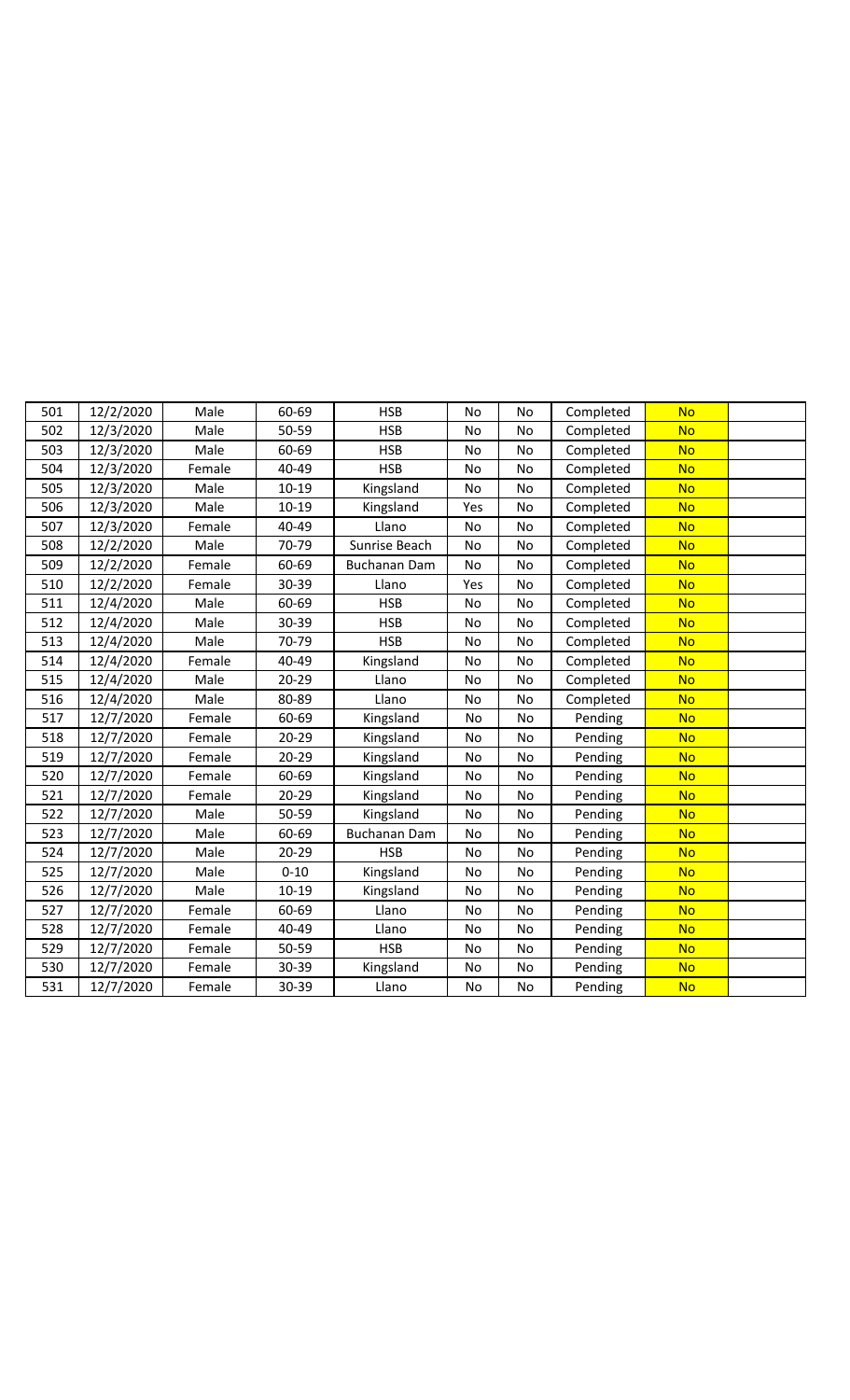| | | | | | | | | | |
|---|---|---|---|---|---|---|---|---|---|
| 501 | 12/2/2020 | Male | 60-69 | HSB | No | No | Completed | No | |
| 502 | 12/3/2020 | Male | 50-59 | HSB | No | No | Completed | No | |
| 503 | 12/3/2020 | Male | 60-69 | HSB | No | No | Completed | No | |
| 504 | 12/3/2020 | Female | 40-49 | HSB | No | No | Completed | No | |
| 505 | 12/3/2020 | Male | 10-19 | Kingsland | No | No | Completed | No | |
| 506 | 12/3/2020 | Male | 10-19 | Kingsland | Yes | No | Completed | No | |
| 507 | 12/3/2020 | Female | 40-49 | Llano | No | No | Completed | No | |
| 508 | 12/2/2020 | Male | 70-79 | Sunrise Beach | No | No | Completed | No | |
| 509 | 12/2/2020 | Female | 60-69 | Buchanan Dam | No | No | Completed | No | |
| 510 | 12/2/2020 | Female | 30-39 | Llano | Yes | No | Completed | No | |
| 511 | 12/4/2020 | Male | 60-69 | HSB | No | No | Completed | No | |
| 512 | 12/4/2020 | Male | 30-39 | HSB | No | No | Completed | No | |
| 513 | 12/4/2020 | Male | 70-79 | HSB | No | No | Completed | No | |
| 514 | 12/4/2020 | Female | 40-49 | Kingsland | No | No | Completed | No | |
| 515 | 12/4/2020 | Male | 20-29 | Llano | No | No | Completed | No | |
| 516 | 12/4/2020 | Male | 80-89 | Llano | No | No | Completed | No | |
| 517 | 12/7/2020 | Female | 60-69 | Kingsland | No | No | Pending | No | |
| 518 | 12/7/2020 | Female | 20-29 | Kingsland | No | No | Pending | No | |
| 519 | 12/7/2020 | Female | 20-29 | Kingsland | No | No | Pending | No | |
| 520 | 12/7/2020 | Female | 60-69 | Kingsland | No | No | Pending | No | |
| 521 | 12/7/2020 | Female | 20-29 | Kingsland | No | No | Pending | No | |
| 522 | 12/7/2020 | Male | 50-59 | Kingsland | No | No | Pending | No | |
| 523 | 12/7/2020 | Male | 60-69 | Buchanan Dam | No | No | Pending | No | |
| 524 | 12/7/2020 | Male | 20-29 | HSB | No | No | Pending | No | |
| 525 | 12/7/2020 | Male | 0-10 | Kingsland | No | No | Pending | No | |
| 526 | 12/7/2020 | Male | 10-19 | Kingsland | No | No | Pending | No | |
| 527 | 12/7/2020 | Female | 60-69 | Llano | No | No | Pending | No | |
| 528 | 12/7/2020 | Female | 40-49 | Llano | No | No | Pending | No | |
| 529 | 12/7/2020 | Female | 50-59 | HSB | No | No | Pending | No | |
| 530 | 12/7/2020 | Female | 30-39 | Kingsland | No | No | Pending | No | |
| 531 | 12/7/2020 | Female | 30-39 | Llano | No | No | Pending | No | |